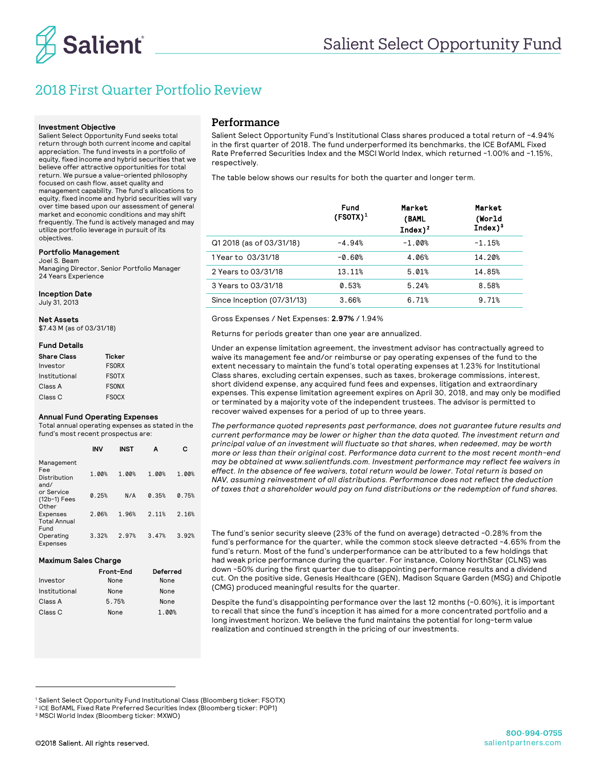# Salient Select Opportunity Fund

## 2018 First Quarter Portfolio Review

### Investment Objective

Salient Select Opportunity Fund seeks total return through both current income and capital appreciation. The fund invests in a portfolio of equity, fixed income and hybrid securities that we believe offer attractive opportunities for total return. We pursue a value-oriented philosophy focused on cash flow, asset quality and management capability. The fund's allocations to equity, fixed income and hybrid securities will vary over time based upon our assessment of general market and economic conditions and may shift frequently. The fund is actively managed and may utilize portfolio leverage in pursuit of its objectives.

### Portfolio Management

Joel S. Beam
Managing Director, Senior Portfolio Manager
24 Years Experience

### Inception Date

July 31, 2013

### Net Assets

$7.43 M (as of 03/31/18)

### Fund Details

| Share Class | Ticker |
|---|---|
| Investor | FSORX |
| Institutional | FSOTX |
| Class A | FSONX |
| Class C | FSOCX |

### Annual Fund Operating Expenses

Total annual operating expenses as stated in the fund's most recent prospectus are:

| | INV | INST | A | C |
|---|---|---|---|---|
| Management Fee | 1.00% | 1.00% | 1.00% | 1.00% |
| Distribution and/or Service (12b-1) Fees | 0.25% | N/A | 0.35% | 0.75% |
| Other Expenses | 2.06% | 1.96% | 2.11% | 2.16% |
| Total Annual Fund Operating Expenses | 3.32% | 2.97% | 3.47% | 3.92% |

### Maximum Sales Charge

| | Front-End | Deferred |
|---|---|---|
| Investor | None | None |
| Institutional | None | None |
| Class A | 5.75% | None |
| Class C | None | 1.00% |

## Performance

Salient Select Opportunity Fund's Institutional Class shares produced a total return of -4.94% in the first quarter of 2018. The fund underperformed its benchmarks, the ICE BofAML Fixed Rate Preferred Securities Index and the MSCI World Index, which returned -1.00% and -1.15%, respectively.

The table below shows our results for both the quarter and longer term.

| | Fund (FSOTX)[1] | Market (BAML Index)[2] | Market (World Index)[3] |
|---|---|---|---|
| Q1 2018 (as of 03/31/18) | -4.94% | -1.00% | -1.15% |
| 1 Year to 03/31/18 | -0.60% | 4.06% | 14.20% |
| 2 Years to 03/31/18 | 13.11% | 5.01% | 14.85% |
| 3 Years to 03/31/18 | 0.53% | 5.24% | 8.58% |
| Since Inception (07/31/13) | 3.66% | 6.71% | 9.71% |

Gross Expenses / Net Expenses: **2.97%** / 1.94%

Returns for periods greater than one year are annualized.

Under an expense limitation agreement, the investment advisor has contractually agreed to waive its management fee and/or reimburse or pay operating expenses of the fund to the extent necessary to maintain the fund's total operating expenses at 1.23% for Institutional Class shares, excluding certain expenses, such as taxes, brokerage commissions, interest, short dividend expense, any acquired fund fees and expenses, litigation and extraordinary expenses. This expense limitation agreement expires on April 30, 2018, and may only be modified or terminated by a majority vote of the independent trustees. The advisor is permitted to recover waived expenses for a period of up to three years.

*The performance quoted represents past performance, does not guarantee future results and current performance may be lower or higher than the data quoted. The investment return and principal value of an investment will fluctuate so that shares, when redeemed, may be worth more or less than their original cost. Performance data current to the most recent month-end may be obtained at www.salientfunds.com. Investment performance may reflect fee waivers in effect. In the absence of fee waivers, total return would be lower. Total return is based on NAV, assuming reinvestment of all distributions. Performance does not reflect the deduction of taxes that a shareholder would pay on fund distributions or the redemption of fund shares.*

The fund's senior security sleeve (23% of the fund on average) detracted -0.28% from the fund's performance for the quarter, while the common stock sleeve detracted -4.65% from the fund's return. Most of the fund's underperformance can be attributed to a few holdings that had weak price performance during the quarter. For instance, Colony NorthStar (CLNS) was down -50% during the first quarter due to disappointing performance results and a dividend cut. On the positive side, Genesis Healthcare (GEN), Madison Square Garden (MSG) and Chipotle (CMG) produced meaningful results for the quarter.

Despite the fund's disappointing performance over the last 12 months (-0.60%), it is important to recall that since the fund's inception it has aimed for a more concentrated portfolio and a long investment horizon. We believe the fund maintains the potential for long-term value realization and continued strength in the pricing of our investments.

---

[1] Salient Select Opportunity Fund Institutional Class (Bloomberg ticker: FSOTX)
[2] ICE BofAML Fixed Rate Preferred Securities Index (Bloomberg ticker: P0P1)
[3] MSCI World Index (Bloomberg ticker: MXWO)

©2018 Salient. All rights reserved.

800-994-0755
salientpartners.com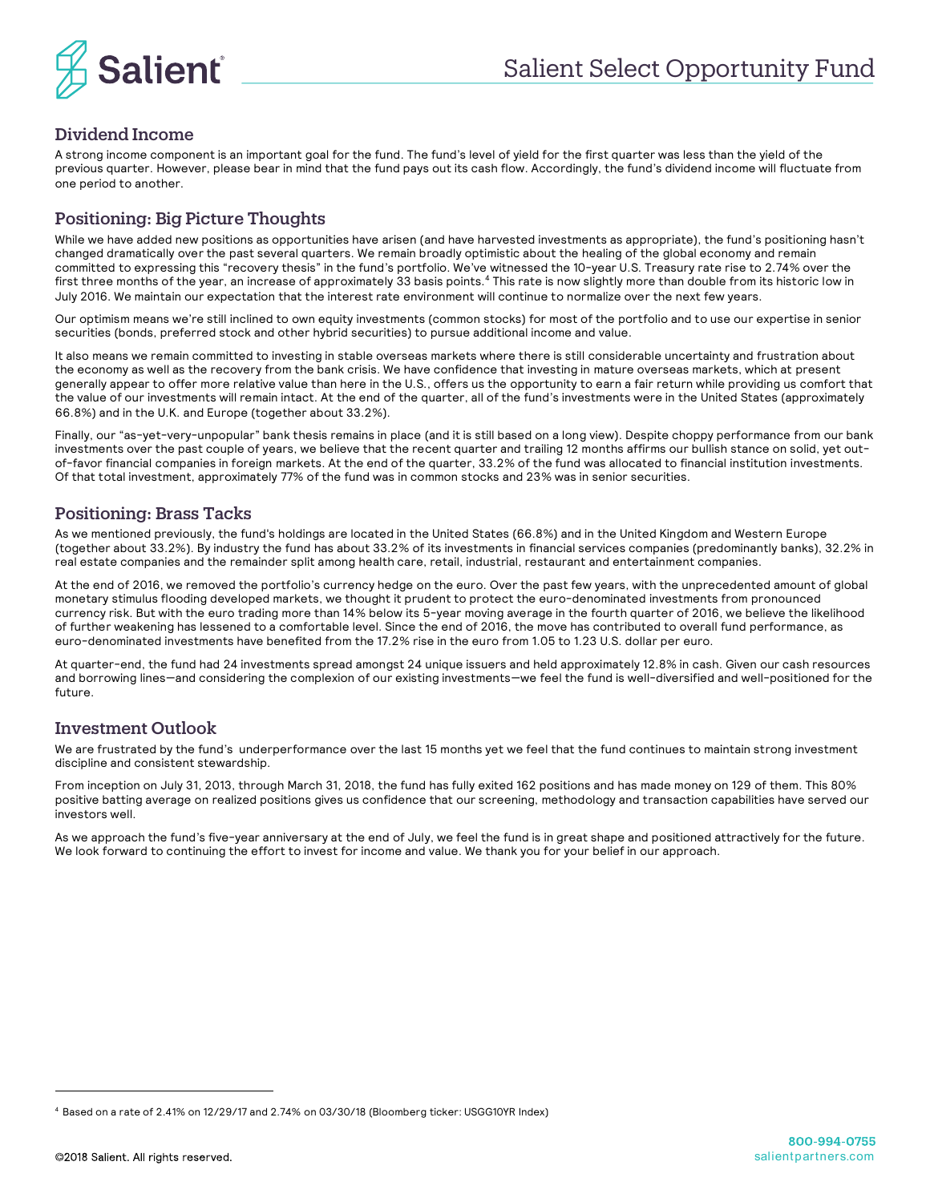## Dividend Income

A strong income component is an important goal for the fund. The fund's level of yield for the first quarter was less than the yield of the previous quarter. However, please bear in mind that the fund pays out its cash flow. Accordingly, the fund's dividend income will fluctuate from one period to another.

## Positioning: Big Picture Thoughts

While we have added new positions as opportunities have arisen (and have harvested investments as appropriate), the fund's positioning hasn't changed dramatically over the past several quarters. We remain broadly optimistic about the healing of the global economy and remain committed to expressing this "recovery thesis" in the fund's portfolio. We've witnessed the 10-year U.S. Treasury rate rise to 2.74% over the first three months of the year, an increase of approximately 33 basis points.[4] This rate is now slightly more than double from its historic low in July 2016. We maintain our expectation that the interest rate environment will continue to normalize over the next few years.

Our optimism means we're still inclined to own equity investments (common stocks) for most of the portfolio and to use our expertise in senior securities (bonds, preferred stock and other hybrid securities) to pursue additional income and value.

It also means we remain committed to investing in stable overseas markets where there is still considerable uncertainty and frustration about the economy as well as the recovery from the bank crisis. We have confidence that investing in mature overseas markets, which at present generally appear to offer more relative value than here in the U.S., offers us the opportunity to earn a fair return while providing us comfort that the value of our investments will remain intact. At the end of the quarter, all of the fund's investments were in the United States (approximately 66.8%) and in the U.K. and Europe (together about 33.2%).

Finally, our "as-yet-very-unpopular" bank thesis remains in place (and it is still based on a long view). Despite choppy performance from our bank investments over the past couple of years, we believe that the recent quarter and trailing 12 months affirms our bullish stance on solid, yet out-of-favor financial companies in foreign markets. At the end of the quarter, 33.2% of the fund was allocated to financial institution investments. Of that total investment, approximately 77% of the fund was in common stocks and 23% was in senior securities.

## Positioning: Brass Tacks

As we mentioned previously, the fund's holdings are located in the United States (66.8%) and in the United Kingdom and Western Europe (together about 33.2%). By industry the fund has about 33.2% of its investments in financial services companies (predominantly banks), 32.2% in real estate companies and the remainder split among health care, retail, industrial, restaurant and entertainment companies.

At the end of 2016, we removed the portfolio's currency hedge on the euro. Over the past few years, with the unprecedented amount of global monetary stimulus flooding developed markets, we thought it prudent to protect the euro-denominated investments from pronounced currency risk. But with the euro trading more than 14% below its 5-year moving average in the fourth quarter of 2016, we believe the likelihood of further weakening has lessened to a comfortable level. Since the end of 2016, the move has contributed to overall fund performance, as euro-denominated investments have benefited from the 17.2% rise in the euro from 1.05 to 1.23 U.S. dollar per euro.

At quarter-end, the fund had 24 investments spread amongst 24 unique issuers and held approximately 12.8% in cash. Given our cash resources and borrowing lines—and considering the complexion of our existing investments—we feel the fund is well-diversified and well-positioned for the future.

## Investment Outlook

We are frustrated by the fund's underperformance over the last 15 months yet we feel that the fund continues to maintain strong investment discipline and consistent stewardship.

From inception on July 31, 2013, through March 31, 2018, the fund has fully exited 162 positions and has made money on 129 of them. This 80% positive batting average on realized positions gives us confidence that our screening, methodology and transaction capabilities have served our investors well.

As we approach the fund's five-year anniversary at the end of July, we feel the fund is in great shape and positioned attractively for the future. We look forward to continuing the effort to invest for income and value. We thank you for your belief in our approach.

---

[4] Based on a rate of 2.41% on 12/29/17 and 2.74% on 03/30/18 (Bloomberg ticker: USGG10YR Index)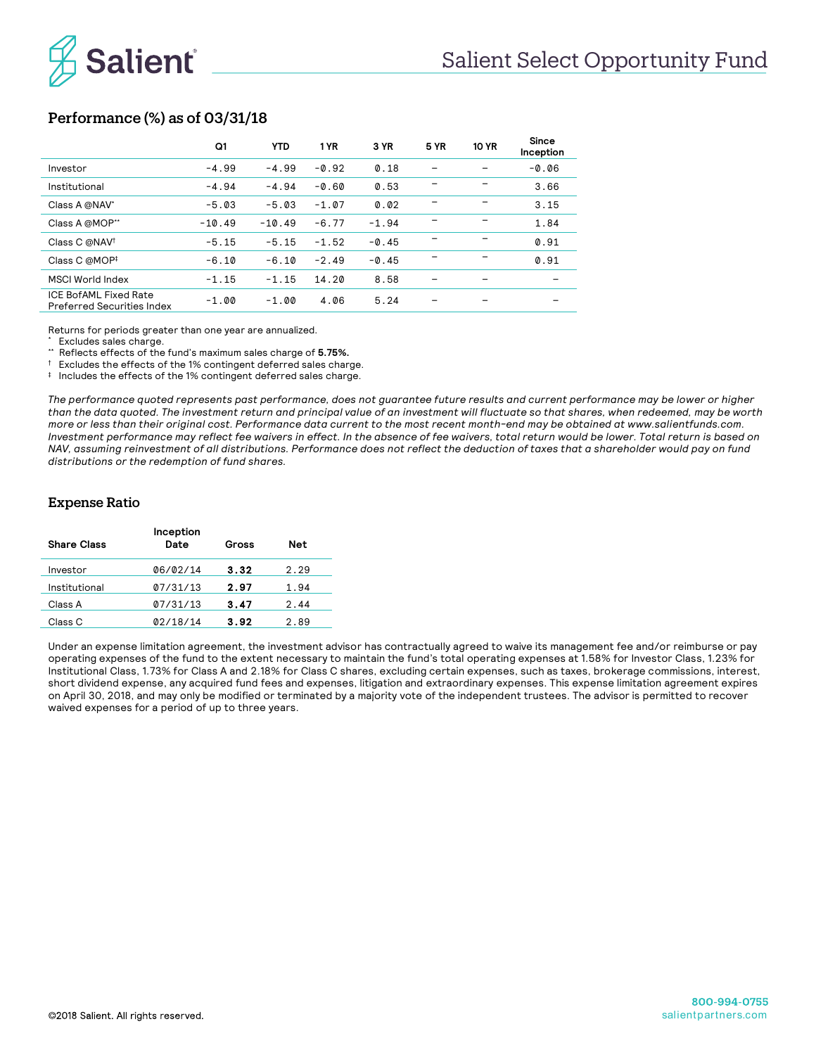Salient Select Opportunity Fund

## Performance (%) as of 03/31/18

| | Q1 | YTD | 1 YR | 3 YR | 5 YR | 10 YR | Since Inception |
|---|---|---|---|---|---|---|---|
| Investor | -4.99 | -4.99 | -0.92 | 0.18 | – | – | -0.06 |
| Institutional | -4.94 | -4.94 | -0.60 | 0.53 | – | – | 3.66 |
| Class A @NAV* | -5.03 | -5.03 | -1.07 | 0.02 | – | – | 3.15 |
| Class A @MOP** | -10.49 | -10.49 | -6.77 | -1.94 | – | – | 1.84 |
| Class C @NAV† | -5.15 | -5.15 | -1.52 | -0.45 | – | – | 0.91 |
| Class C @MOP‡ | -6.10 | -6.10 | -2.49 | -0.45 | – | – | 0.91 |
| MSCI World Index | -1.15 | -1.15 | 14.20 | 8.58 | – | – | – |
| ICE BofAML Fixed Rate Preferred Securities Index | -1.00 | -1.00 | 4.06 | 5.24 | – | – | – |

Returns for periods greater than one year are annualized.
* Excludes sales charge.
** Reflects effects of the fund's maximum sales charge of **5.75%.**
† Excludes the effects of the 1% contingent deferred sales charge.
‡ Includes the effects of the 1% contingent deferred sales charge.

*The performance quoted represents past performance, does not guarantee future results and current performance may be lower or higher than the data quoted. The investment return and principal value of an investment will fluctuate so that shares, when redeemed, may be worth more or less than their original cost. Performance data current to the most recent month-end may be obtained at www.salientfunds.com. Investment performance may reflect fee waivers in effect. In the absence of fee waivers, total return would be lower. Total return is based on NAV, assuming reinvestment of all distributions. Performance does not reflect the deduction of taxes that a shareholder would pay on fund distributions or the redemption of fund shares.*

## Expense Ratio

| Share Class | Inception Date | Gross | Net |
|---|---|---|---|
| Investor | 06/02/14 | **3.32** | 2.29 |
| Institutional | 07/31/13 | **2.97** | 1.94 |
| Class A | 07/31/13 | **3.47** | 2.44 |
| Class C | 02/18/14 | **3.92** | 2.89 |

Under an expense limitation agreement, the investment advisor has contractually agreed to waive its management fee and/or reimburse or pay operating expenses of the fund to the extent necessary to maintain the fund's total operating expenses at 1.58% for Investor Class, 1.23% for Institutional Class, 1.73% for Class A and 2.18% for Class C shares, excluding certain expenses, such as taxes, brokerage commissions, interest, short dividend expense, any acquired fund fees and expenses, litigation and extraordinary expenses. This expense limitation agreement expires on April 30, 2018, and may only be modified or terminated by a majority vote of the independent trustees. The advisor is permitted to recover waived expenses for a period of up to three years.

©2018 Salient. All rights reserved.

800-994-0755
salientpartners.com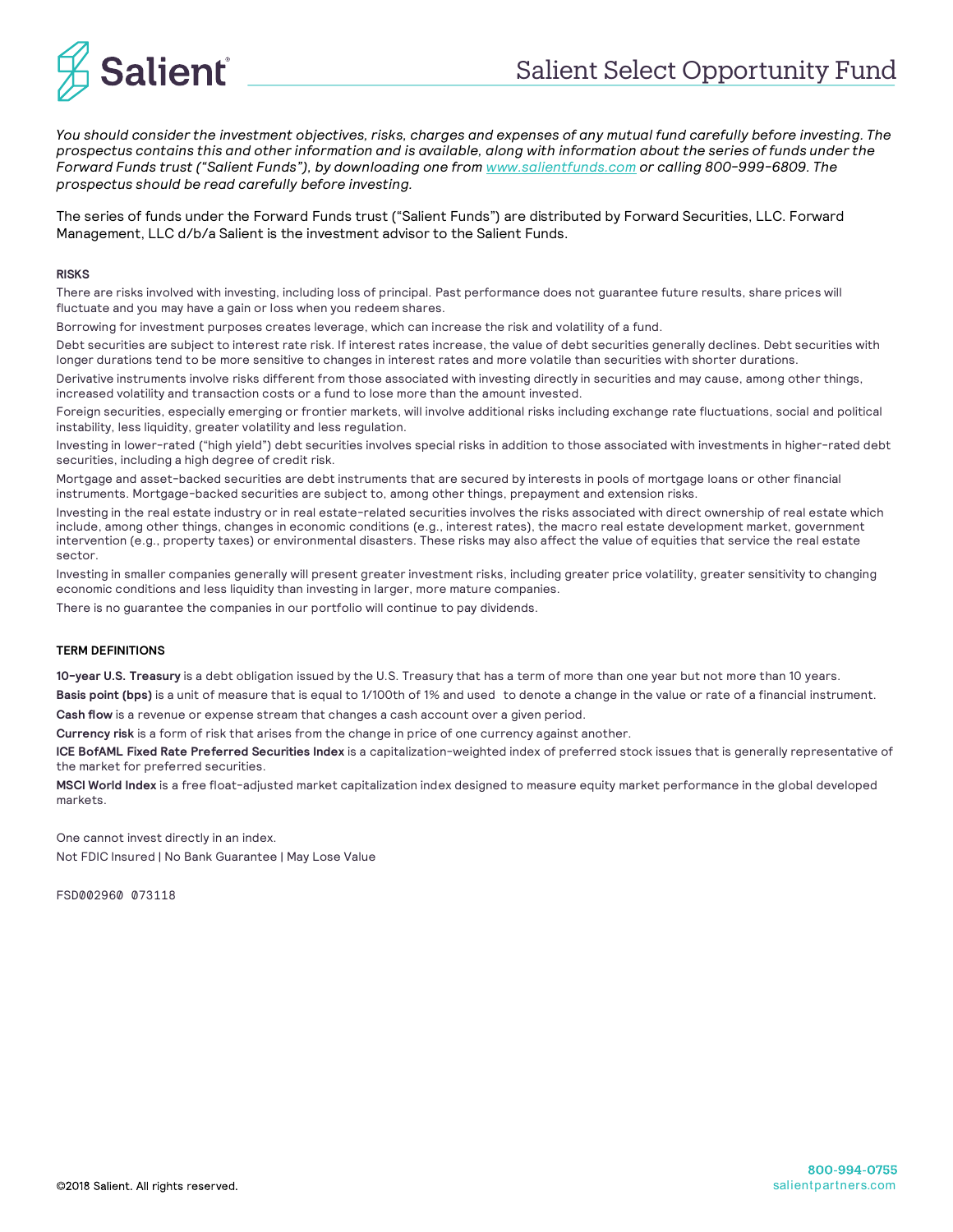*You should consider the investment objectives, risks, charges and expenses of any mutual fund carefully before investing. The prospectus contains this and other information and is available, along with information about the series of funds under the Forward Funds trust ("Salient Funds"), by downloading one from www.salientfunds.com or calling 800-999-6809. The prospectus should be read carefully before investing.*

The series of funds under the Forward Funds trust ("Salient Funds") are distributed by Forward Securities, LLC. Forward Management, LLC d/b/a Salient is the investment advisor to the Salient Funds.

**RISKS**

There are risks involved with investing, including loss of principal. Past performance does not guarantee future results, share prices will fluctuate and you may have a gain or loss when you redeem shares.

Borrowing for investment purposes creates leverage, which can increase the risk and volatility of a fund.

Debt securities are subject to interest rate risk. If interest rates increase, the value of debt securities generally declines. Debt securities with longer durations tend to be more sensitive to changes in interest rates and more volatile than securities with shorter durations.

Derivative instruments involve risks different from those associated with investing directly in securities and may cause, among other things, increased volatility and transaction costs or a fund to lose more than the amount invested.

Foreign securities, especially emerging or frontier markets, will involve additional risks including exchange rate fluctuations, social and political instability, less liquidity, greater volatility and less regulation.

Investing in lower-rated ("high yield") debt securities involves special risks in addition to those associated with investments in higher-rated debt securities, including a high degree of credit risk.

Mortgage and asset-backed securities are debt instruments that are secured by interests in pools of mortgage loans or other financial instruments. Mortgage-backed securities are subject to, among other things, prepayment and extension risks.

Investing in the real estate industry or in real estate-related securities involves the risks associated with direct ownership of real estate which include, among other things, changes in economic conditions (e.g., interest rates), the macro real estate development market, government intervention (e.g., property taxes) or environmental disasters. These risks may also affect the value of equities that service the real estate sector.

Investing in smaller companies generally will present greater investment risks, including greater price volatility, greater sensitivity to changing economic conditions and less liquidity than investing in larger, more mature companies.

There is no guarantee the companies in our portfolio will continue to pay dividends.

**TERM DEFINITIONS**

**10-year U.S. Treasury** is a debt obligation issued by the U.S. Treasury that has a term of more than one year but not more than 10 years.

**Basis point (bps)** is a unit of measure that is equal to 1/100th of 1% and used to denote a change in the value or rate of a financial instrument.

**Cash flow** is a revenue or expense stream that changes a cash account over a given period.

**Currency risk** is a form of risk that arises from the change in price of one currency against another.

**ICE BofAML Fixed Rate Preferred Securities Index** is a capitalization-weighted index of preferred stock issues that is generally representative of the market for preferred securities.

**MSCI World Index** is a free float-adjusted market capitalization index designed to measure equity market performance in the global developed markets.

One cannot invest directly in an index.

Not FDIC Insured | No Bank Guarantee | May Lose Value

FSD002960 073118

©2018 Salient. All rights reserved.

800-994-0755
salientpartners.com